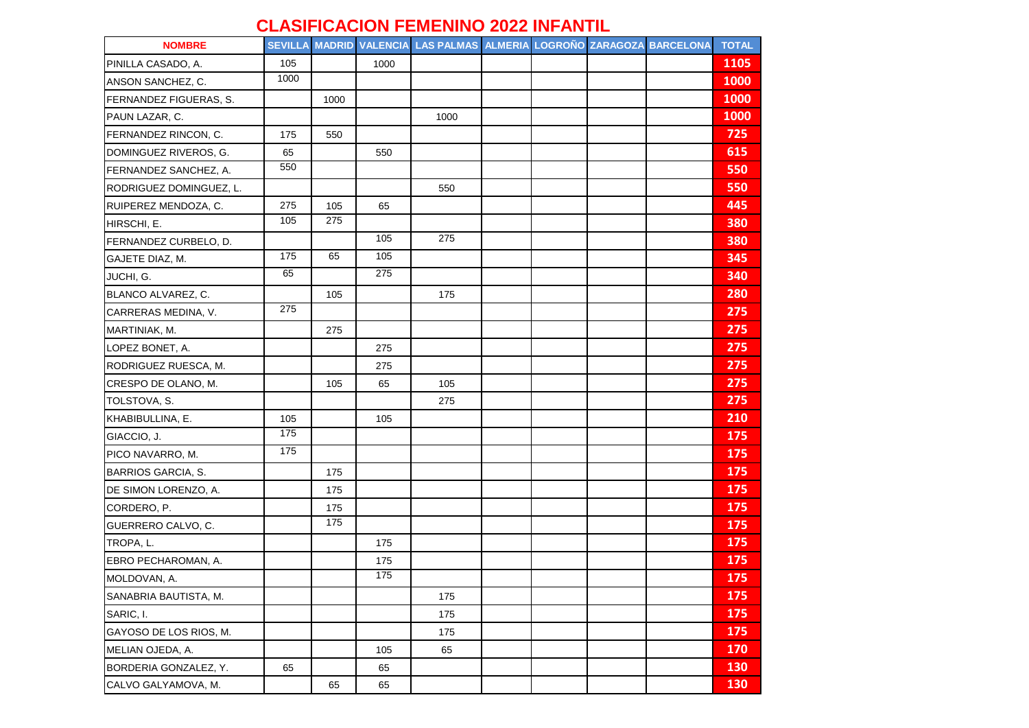# CLASIFICACION FEMENINO 2022 INFANTIL

| NOMBRE | SEVILLA | MADRID | VALENCIA | LAS PALMAS | ALMERIA | LOGROÑO | ZARAGOZA | BARCELONA | TOTAL |
|---|---|---|---|---|---|---|---|---|---|
| PINILLA CASADO, A. | 105 | | 1000 | | | | | | 1105 |
| ANSON SANCHEZ, C. | 1000 | | | | | | | | 1000 |
| FERNANDEZ FIGUERAS, S. | | 1000 | | | | | | | 1000 |
| PAUN LAZAR, C. | | | | 1000 | | | | | 1000 |
| FERNANDEZ RINCON, C. | 175 | 550 | | | | | | | 725 |
| DOMINGUEZ RIVEROS, G. | 65 | | 550 | | | | | | 615 |
| FERNANDEZ SANCHEZ, A. | 550 | | | | | | | | 550 |
| RODRIGUEZ DOMINGUEZ, L. | | | | 550 | | | | | 550 |
| RUIPEREZ MENDOZA, C. | 275 | 105 | 65 | | | | | | 445 |
| HIRSCHI, E. | 105 | 275 | | | | | | | 380 |
| FERNANDEZ CURBELO, D. | | | 105 | 275 | | | | | 380 |
| GAJETE DIAZ, M. | 175 | 65 | 105 | | | | | | 345 |
| JUCHI, G. | 65 | | 275 | | | | | | 340 |
| BLANCO ALVAREZ, C. | | 105 | | 175 | | | | | 280 |
| CARRERAS MEDINA, V. | 275 | | | | | | | | 275 |
| MARTINIAK, M. | | 275 | | | | | | | 275 |
| LOPEZ BONET, A. | | | 275 | | | | | | 275 |
| RODRIGUEZ RUESCA, M. | | | 275 | | | | | | 275 |
| CRESPO DE OLANO, M. | | 105 | 65 | 105 | | | | | 275 |
| TOLSTOVA, S. | | | | 275 | | | | | 275 |
| KHABIBULLINA, E. | 105 | | 105 | | | | | | 210 |
| GIACCIO, J. | 175 | | | | | | | | 175 |
| PICO NAVARRO, M. | 175 | | | | | | | | 175 |
| BARRIOS GARCIA, S. | | 175 | | | | | | | 175 |
| DE SIMON LORENZO, A. | | 175 | | | | | | | 175 |
| CORDERO, P. | | 175 | | | | | | | 175 |
| GUERRERO CALVO, C. | | 175 | | | | | | | 175 |
| TROPA, L. | | | 175 | | | | | | 175 |
| EBRO PECHAROMAN, A. | | | 175 | | | | | | 175 |
| MOLDOVAN, A. | | | 175 | | | | | | 175 |
| SANABRIA BAUTISTA, M. | | | | 175 | | | | | 175 |
| SARIC, I. | | | | 175 | | | | | 175 |
| GAYOSO DE LOS RIOS, M. | | | | 175 | | | | | 175 |
| MELIAN OJEDA, A. | | | 105 | 65 | | | | | 170 |
| BORDERIA GONZALEZ, Y. | 65 | | 65 | | | | | | 130 |
| CALVO GALYAMOVA, M. | | 65 | 65 | | | | | | 130 |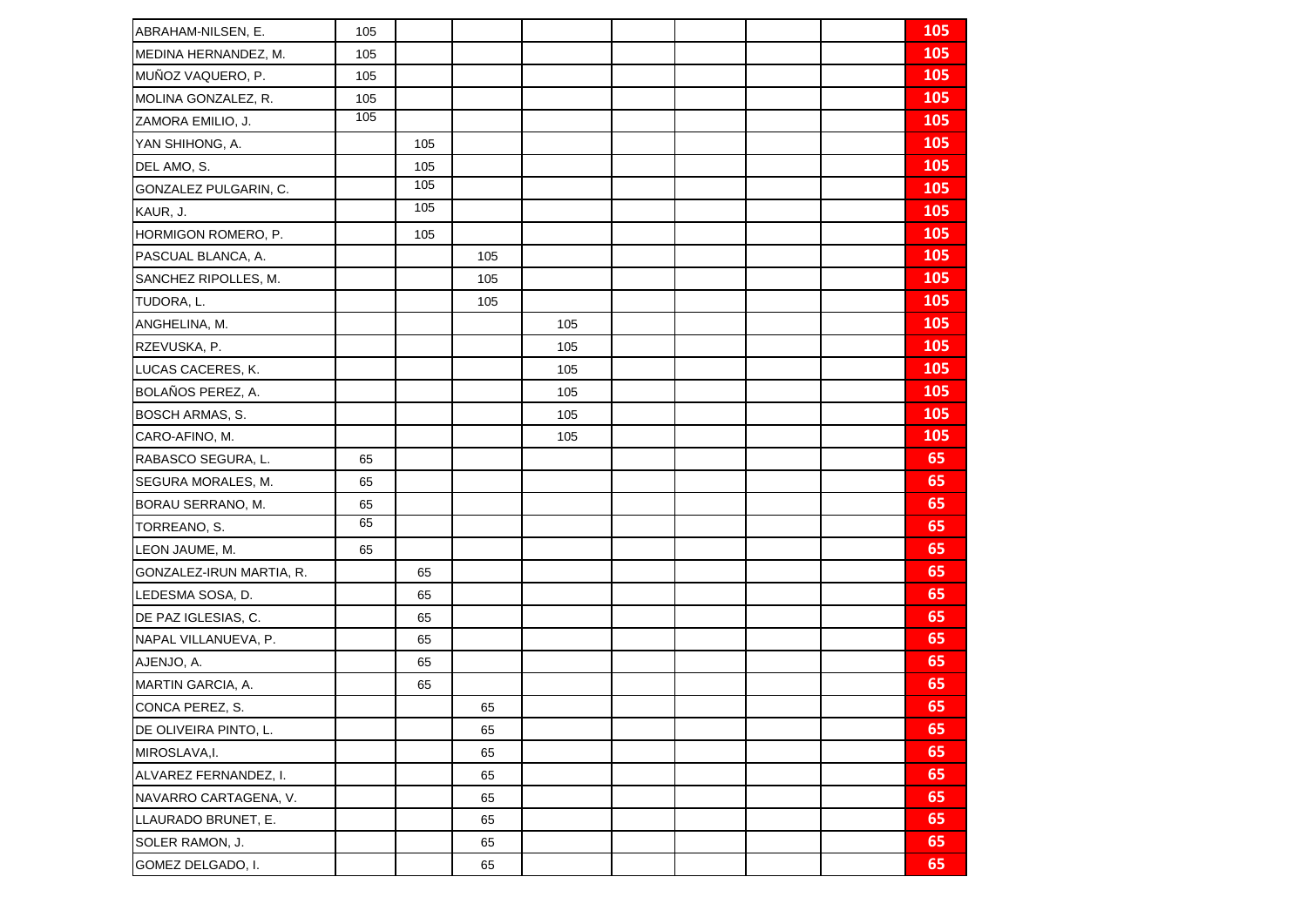| | | | | | | | | | |
|---|---|---|---|---|---|---|---|---|---|
| ABRAHAM-NILSEN, E. | 105 | | | | | | | | 105 |
| MEDINA HERNANDEZ, M. | 105 | | | | | | | | 105 |
| MUÑOZ VAQUERO, P. | 105 | | | | | | | | 105 |
| MOLINA GONZALEZ, R. | 105 | | | | | | | | 105 |
| ZAMORA EMILIO, J. | 105 | | | | | | | | 105 |
| YAN SHIHONG, A. | | 105 | | | | | | | 105 |
| DEL AMO, S. | | 105 | | | | | | | 105 |
| GONZALEZ PULGARIN, C. | | 105 | | | | | | | 105 |
| KAUR, J. | | 105 | | | | | | | 105 |
| HORMIGON ROMERO, P. | | 105 | | | | | | | 105 |
| PASCUAL BLANCA, A. | | | 105 | | | | | | 105 |
| SANCHEZ RIPOLLES, M. | | | 105 | | | | | | 105 |
| TUDORA, L. | | | 105 | | | | | | 105 |
| ANGHELINA, M. | | | | 105 | | | | | 105 |
| RZEVUSKA, P. | | | | 105 | | | | | 105 |
| LUCAS CACERES, K. | | | | 105 | | | | | 105 |
| BOLAÑOS PEREZ, A. | | | | 105 | | | | | 105 |
| BOSCH ARMAS, S. | | | | 105 | | | | | 105 |
| CARO-AFINO, M. | | | | 105 | | | | | 105 |
| RABASCO SEGURA, L. | 65 | | | | | | | | 65 |
| SEGURA MORALES, M. | 65 | | | | | | | | 65 |
| BORAU SERRANO, M. | 65 | | | | | | | | 65 |
| TORREANO, S. | 65 | | | | | | | | 65 |
| LEON JAUME, M. | 65 | | | | | | | | 65 |
| GONZALEZ-IRUN MARTIA, R. | | 65 | | | | | | | 65 |
| LEDESMA SOSA, D. | | 65 | | | | | | | 65 |
| DE PAZ IGLESIAS, C. | | 65 | | | | | | | 65 |
| NAPAL VILLANUEVA, P. | | 65 | | | | | | | 65 |
| AJENJO, A. | | 65 | | | | | | | 65 |
| MARTIN GARCIA, A. | | 65 | | | | | | | 65 |
| CONCA PEREZ, S. | | | 65 | | | | | | 65 |
| DE OLIVEIRA PINTO, L. | | | 65 | | | | | | 65 |
| MIROSLAVA,I. | | | 65 | | | | | | 65 |
| ALVAREZ FERNANDEZ, I. | | | 65 | | | | | | 65 |
| NAVARRO CARTAGENA, V. | | | 65 | | | | | | 65 |
| LLAURADO BRUNET, E. | | | 65 | | | | | | 65 |
| SOLER RAMON, J. | | | 65 | | | | | | 65 |
| GOMEZ DELGADO, I. | | | 65 | | | | | | 65 |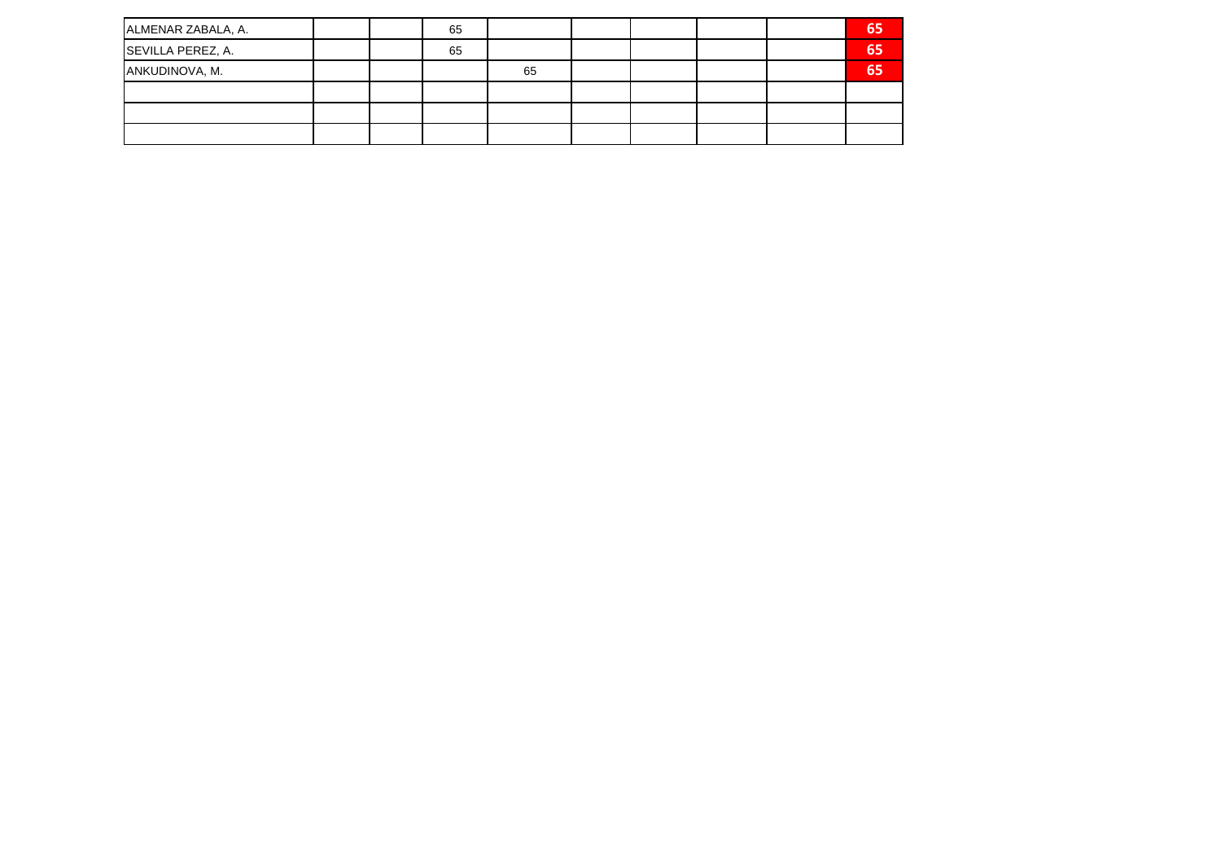| | | | | | | | | | |
|---|---|---|---|---|---|---|---|---|---|
| ALMENAR ZABALA, A. | | | 65 | | | | | | **65** |
| SEVILLA PEREZ, A. | | | 65 | | | | | | **65** |
| ANKUDINOVA, M. | | | | 65 | | | | | **65** |
| | | | | | | | | | |
| | | | | | | | | | |
| | | | | | | | | | |